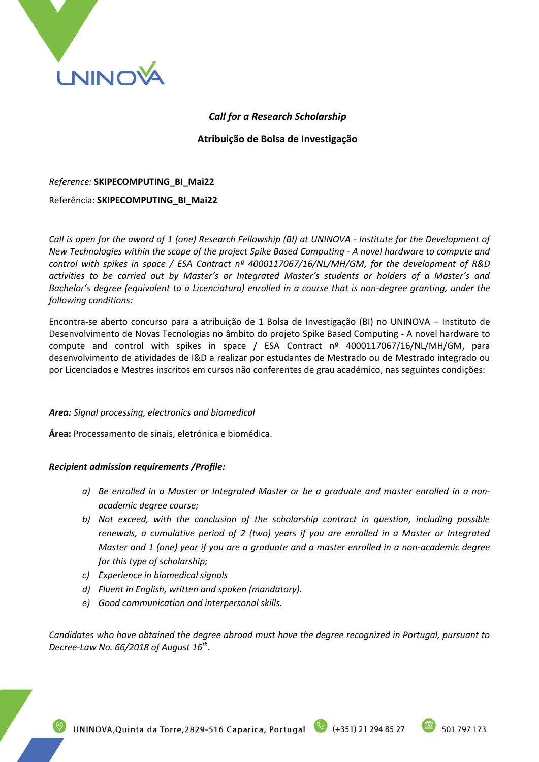***Call for a Research Scholarship***

**Atribuição de Bolsa de Investigação**

*Reference:* **SKIPECOMPUTING_BI_Mai22**

Referência: **SKIPECOMPUTING_BI_Mai22**

*Call is open for the award of 1 (one) Research Fellowship (BI) at UNINOVA - Institute for the Development of New Technologies within the scope of the project Spike Based Computing - A novel hardware to compute and control with spikes in space / ESA Contract nº 4000117067/16/NL/MH/GM, for the development of R&D activities to be carried out by Master's or Integrated Master's students or holders of a Master's and Bachelor's degree (equivalent to a Licenciatura) enrolled in a course that is non-degree granting, under the following conditions:*

Encontra-se aberto concurso para a atribuição de 1 Bolsa de Investigação (BI) no UNINOVA – Instituto de Desenvolvimento de Novas Tecnologias no âmbito do projeto Spike Based Computing - A novel hardware to compute and control with spikes in space / ESA Contract nº 4000117067/16/NL/MH/GM, para desenvolvimento de atividades de I&D a realizar por estudantes de Mestrado ou de Mestrado integrado ou por Licenciados e Mestres inscritos em cursos não conferentes de grau académico, nas seguintes condições:

***Area:*** *Signal processing, electronics and biomedical*

**Área:** Processamento de sinais, eletrónica e biomédica.

***Recipient admission requirements /Profile:***

*a) Be enrolled in a Master or Integrated Master or be a graduate and master enrolled in a non-academic degree course;*

*b) Not exceed, with the conclusion of the scholarship contract in question, including possible renewals, a cumulative period of 2 (two) years if you are enrolled in a Master or Integrated Master and 1 (one) year if you are a graduate and a master enrolled in a non-academic degree for this type of scholarship;*

*c) Experience in biomedical signals*

*d) Fluent in English, written and spoken (mandatory).*

*e) Good communication and interpersonal skills.*

*Candidates who have obtained the degree abroad must have the degree recognized in Portugal, pursuant to Decree-Law No. 66/2018 of August 16th.*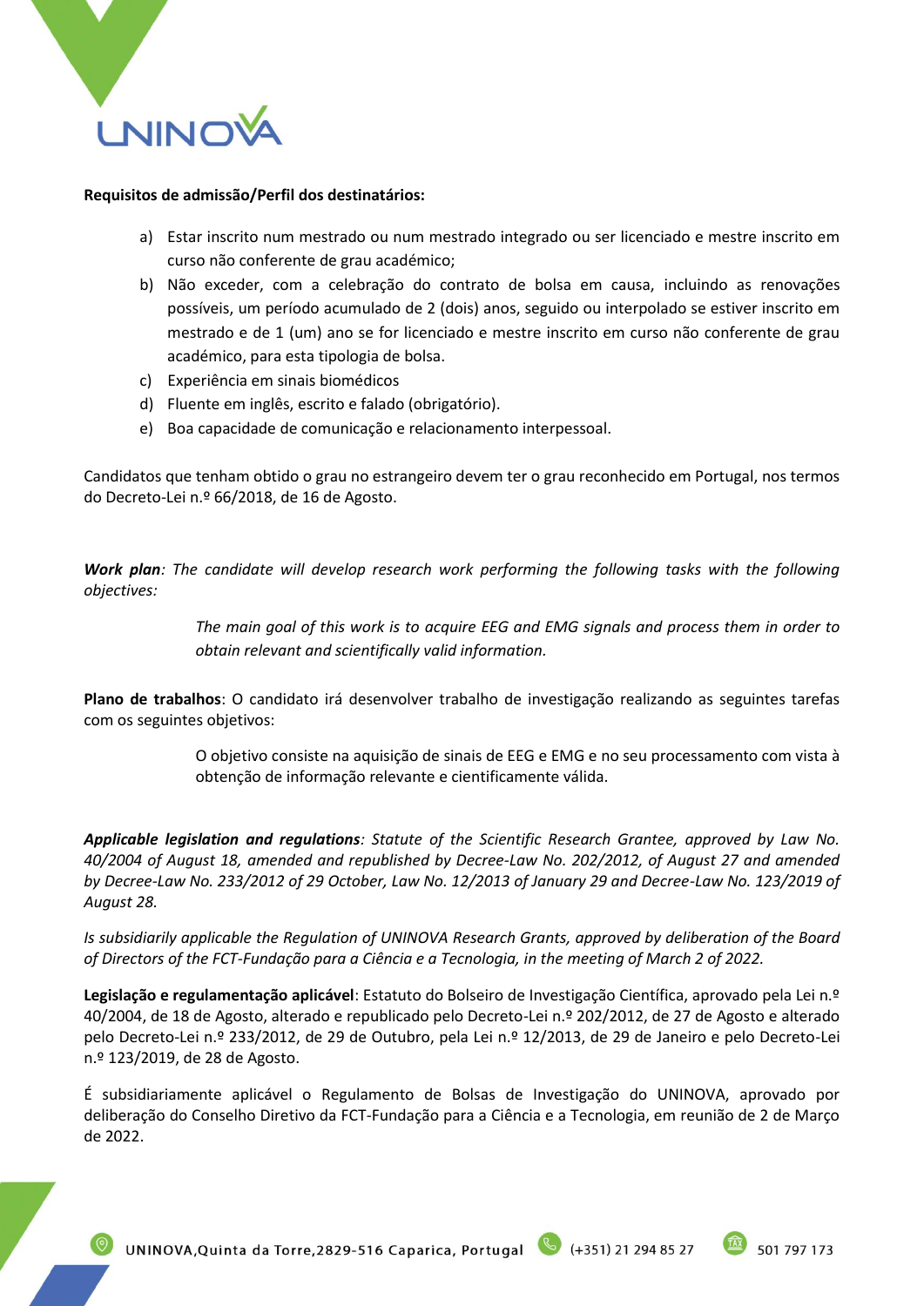**Requisitos de admissão/Perfil dos destinatários:**

a) Estar inscrito num mestrado ou num mestrado integrado ou ser licenciado e mestre inscrito em curso não conferente de grau académico;
b) Não exceder, com a celebração do contrato de bolsa em causa, incluindo as renovações possíveis, um período acumulado de 2 (dois) anos, seguido ou interpolado se estiver inscrito em mestrado e de 1 (um) ano se for licenciado e mestre inscrito em curso não conferente de grau académico, para esta tipologia de bolsa.
c) Experiência em sinais biomédicos
d) Fluente em inglês, escrito e falado (obrigatório).
e) Boa capacidade de comunicação e relacionamento interpessoal.

Candidatos que tenham obtido o grau no estrangeiro devem ter o grau reconhecido em Portugal, nos termos do Decreto-Lei n.º 66/2018, de 16 de Agosto.

***Work plan****: The candidate will develop research work performing the following tasks with the following objectives:*

> *The main goal of this work is to acquire EEG and EMG signals and process them in order to obtain relevant and scientifically valid information.*

**Plano de trabalhos**: O candidato irá desenvolver trabalho de investigação realizando as seguintes tarefas com os seguintes objetivos:

> O objetivo consiste na aquisição de sinais de EEG e EMG e no seu processamento com vista à obtenção de informação relevante e cientificamente válida.

***Applicable legislation and regulations****: Statute of the Scientific Research Grantee, approved by Law No. 40/2004 of August 18, amended and republished by Decree-Law No. 202/2012, of August 27 and amended by Decree-Law No. 233/2012 of 29 October, Law No. 12/2013 of January 29 and Decree-Law No. 123/2019 of August 28.*

*Is subsidiarily applicable the Regulation of UNINOVA Research Grants, approved by deliberation of the Board of Directors of the FCT-Fundação para a Ciência e a Tecnologia, in the meeting of March 2 of 2022.*

**Legislação e regulamentação aplicável**: Estatuto do Bolseiro de Investigação Científica, aprovado pela Lei n.º 40/2004, de 18 de Agosto, alterado e republicado pelo Decreto-Lei n.º 202/2012, de 27 de Agosto e alterado pelo Decreto-Lei n.º 233/2012, de 29 de Outubro, pela Lei n.º 12/2013, de 29 de Janeiro e pelo Decreto-Lei n.º 123/2019, de 28 de Agosto.

É subsidiariamente aplicável o Regulamento de Bolsas de Investigação do UNINOVA, aprovado por deliberação do Conselho Diretivo da FCT-Fundação para a Ciência e a Tecnologia, em reunião de 2 de Março de 2022.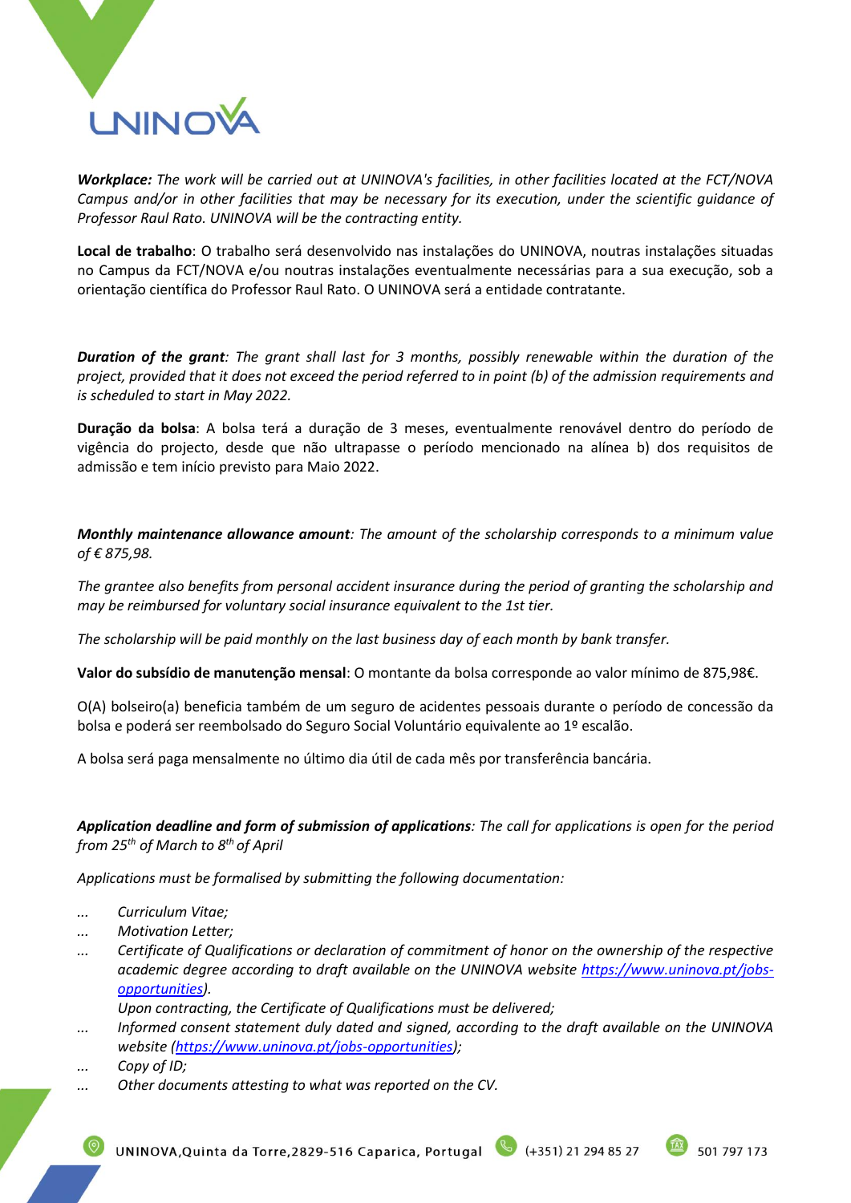***Workplace:*** *The work will be carried out at UNINOVA's facilities, in other facilities located at the FCT/NOVA Campus and/or in other facilities that may be necessary for its execution, under the scientific guidance of Professor Raul Rato. UNINOVA will be the contracting entity.*

**Local de trabalho**: O trabalho será desenvolvido nas instalações do UNINOVA, noutras instalações situadas no Campus da FCT/NOVA e/ou noutras instalações eventualmente necessárias para a sua execução, sob a orientação científica do Professor Raul Rato. O UNINOVA será a entidade contratante.

***Duration of the grant****: The grant shall last for 3 months, possibly renewable within the duration of the project, provided that it does not exceed the period referred to in point (b) of the admission requirements and is scheduled to start in May 2022.*

**Duração da bolsa**: A bolsa terá a duração de 3 meses, eventualmente renovável dentro do período de vigência do projecto, desde que não ultrapasse o período mencionado na alínea b) dos requisitos de admissão e tem início previsto para Maio 2022.

***Monthly maintenance allowance amount****: The amount of the scholarship corresponds to a minimum value of € 875,98.*

*The grantee also benefits from personal accident insurance during the period of granting the scholarship and may be reimbursed for voluntary social insurance equivalent to the 1st tier.*

*The scholarship will be paid monthly on the last business day of each month by bank transfer.*

**Valor do subsídio de manutenção mensal**: O montante da bolsa corresponde ao valor mínimo de 875,98€.

O(A) bolseiro(a) beneficia também de um seguro de acidentes pessoais durante o período de concessão da bolsa e poderá ser reembolsado do Seguro Social Voluntário equivalente ao 1º escalão.

A bolsa será paga mensalmente no último dia útil de cada mês por transferência bancária.

***Application deadline and form of submission of applications****: The call for applications is open for the period from 25th of March to 8th of April*

*Applications must be formalised by submitting the following documentation:*

- *Curriculum Vitae;*
- *Motivation Letter;*
- *Certificate of Qualifications or declaration of commitment of honor on the ownership of the respective academic degree according to draft available on the UNINOVA website (https://www.uninova.pt/jobs-opportunities).*
  *Upon contracting, the Certificate of Qualifications must be delivered;*
- *Informed consent statement duly dated and signed, according to the draft available on the UNINOVA website (https://www.uninova.pt/jobs-opportunities);*
- *Copy of ID;*
- *Other documents attesting to what was reported on the CV.*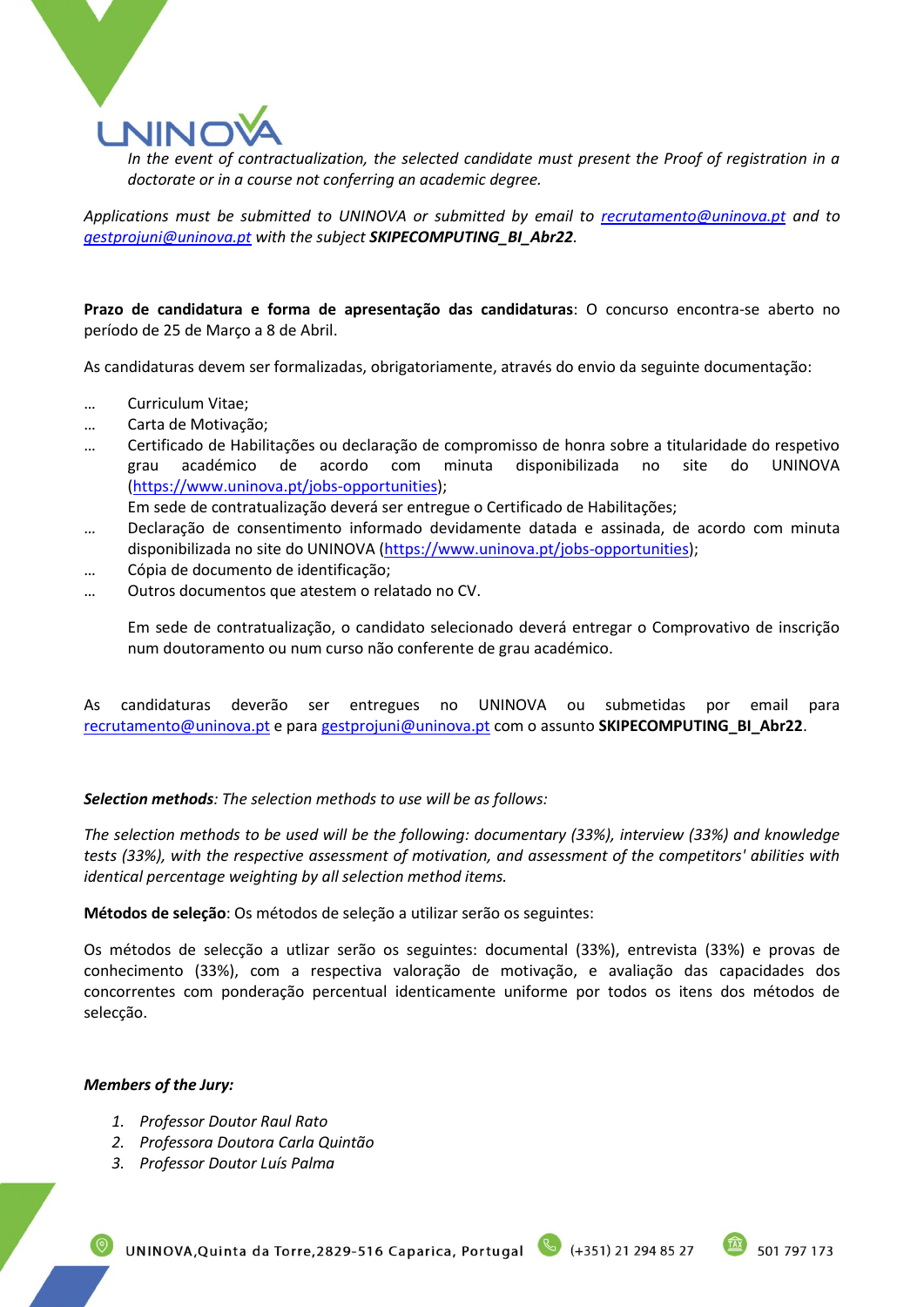*In the event of contractualization, the selected candidate must present the Proof of registration in a doctorate or in a course not conferring an academic degree.*

*Applications must be submitted to UNINOVA or submitted by email to [recrutamento@uninova.pt](mailto:recrutamento@uninova.pt) and to [gestprojuni@uninova.pt](mailto:gestprojuni@uninova.pt) with the subject **SKIPECOMPUTING_BI_Abr22**.*

**Prazo de candidatura e forma de apresentação das candidaturas**: O concurso encontra-se aberto no período de 25 de Março a 8 de Abril.

As candidaturas devem ser formalizadas, obrigatoriamente, através do envio da seguinte documentação:

- Curriculum Vitae;
- Carta de Motivação;
- Certificado de Habilitações ou declaração de compromisso de honra sobre a titularidade do respetivo grau académico de acordo com minuta disponibilizada no site do UNINOVA ([https://www.uninova.pt/jobs-opportunities](https://www.uninova.pt/jobs-opportunities));
  Em sede de contratualização deverá ser entregue o Certificado de Habilitações;
- Declaração de consentimento informado devidamente datada e assinada, de acordo com minuta disponibilizada no site do UNINOVA ([https://www.uninova.pt/jobs-opportunities](https://www.uninova.pt/jobs-opportunities));
- Cópia de documento de identificação;
- Outros documentos que atestem o relatado no CV.

  Em sede de contratualização, o candidato selecionado deverá entregar o Comprovativo de inscrição num doutoramento ou num curso não conferente de grau académico.

As candidaturas deverão ser entregues no UNINOVA ou submetidas por email para [recrutamento@uninova.pt](mailto:recrutamento@uninova.pt) e para [gestprojuni@uninova.pt](mailto:gestprojuni@uninova.pt) com o assunto **SKIPECOMPUTING_BI_Abr22**.

***Selection methods***: *The selection methods to use will be as follows:*

*The selection methods to be used will be the following: documentary (33%), interview (33%) and knowledge tests (33%), with the respective assessment of motivation, and assessment of the competitors' abilities with identical percentage weighting by all selection method items.*

**Métodos de seleção**: Os métodos de seleção a utilizar serão os seguintes:

Os métodos de selecção a utlizar serão os seguintes: documental (33%), entrevista (33%) e provas de conhecimento (33%), com a respectiva valoração de motivação, e avaliação das capacidades dos concorrentes com ponderação percentual identicamente uniforme por todos os itens dos métodos de selecção.

***Members of the Jury:***

1. *Professor Doutor Raul Rato*
2. *Professora Doutora Carla Quintão*
3. *Professor Doutor Luís Palma*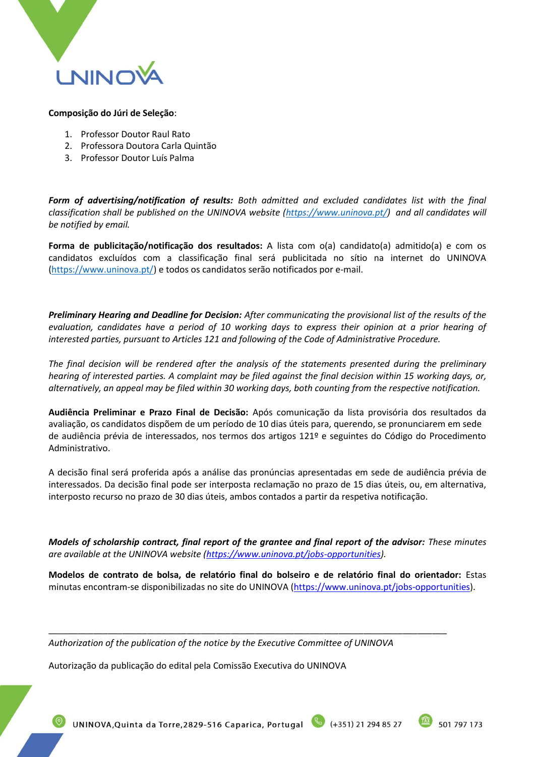**Composição do Júri de Seleção**:

1. Professor Doutor Raul Rato
2. Professora Doutora Carla Quintão
3. Professor Doutor Luís Palma

***Form of advertising/notification of results:*** *Both admitted and excluded candidates list with the final classification shall be published on the UNINOVA website (https://www.uninova.pt/) and all candidates will be notified by email.*

**Forma de publicitação/notificação dos resultados:** A lista com o(a) candidato(a) admitido(a) e com os candidatos excluídos com a classificação final será publicitada no sítio na internet do UNINOVA (https://www.uninova.pt/) e todos os candidatos serão notificados por e-mail.

***Preliminary Hearing and Deadline for Decision:*** *After communicating the provisional list of the results of the evaluation, candidates have a period of 10 working days to express their opinion at a prior hearing of interested parties, pursuant to Articles 121 and following of the Code of Administrative Procedure.*

*The final decision will be rendered after the analysis of the statements presented during the preliminary hearing of interested parties. A complaint may be filed against the final decision within 15 working days, or, alternatively, an appeal may be filed within 30 working days, both counting from the respective notification.*

**Audiência Preliminar e Prazo Final de Decisão:** Após comunicação da lista provisória dos resultados da avaliação, os candidatos dispõem de um período de 10 dias úteis para, querendo, se pronunciarem em sede de audiência prévia de interessados, nos termos dos artigos 121º e seguintes do Código do Procedimento Administrativo.

A decisão final será proferida após a análise das pronúncias apresentadas em sede de audiência prévia de interessados. Da decisão final pode ser interposta reclamação no prazo de 15 dias úteis, ou, em alternativa, interposto recurso no prazo de 30 dias úteis, ambos contados a partir da respetiva notificação.

***Models of scholarship contract, final report of the grantee and final report of the advisor:*** *These minutes are available at the UNINOVA website (https://www.uninova.pt/jobs-opportunities).*

**Modelos de contrato de bolsa, de relatório final do bolseiro e de relatório final do orientador:** Estas minutas encontram-se disponibilizadas no site do UNINOVA (https://www.uninova.pt/jobs-opportunities).

---

*Authorization of the publication of the notice by the Executive Committee of UNINOVA*

Autorização da publicação do edital pela Comissão Executiva do UNINOVA